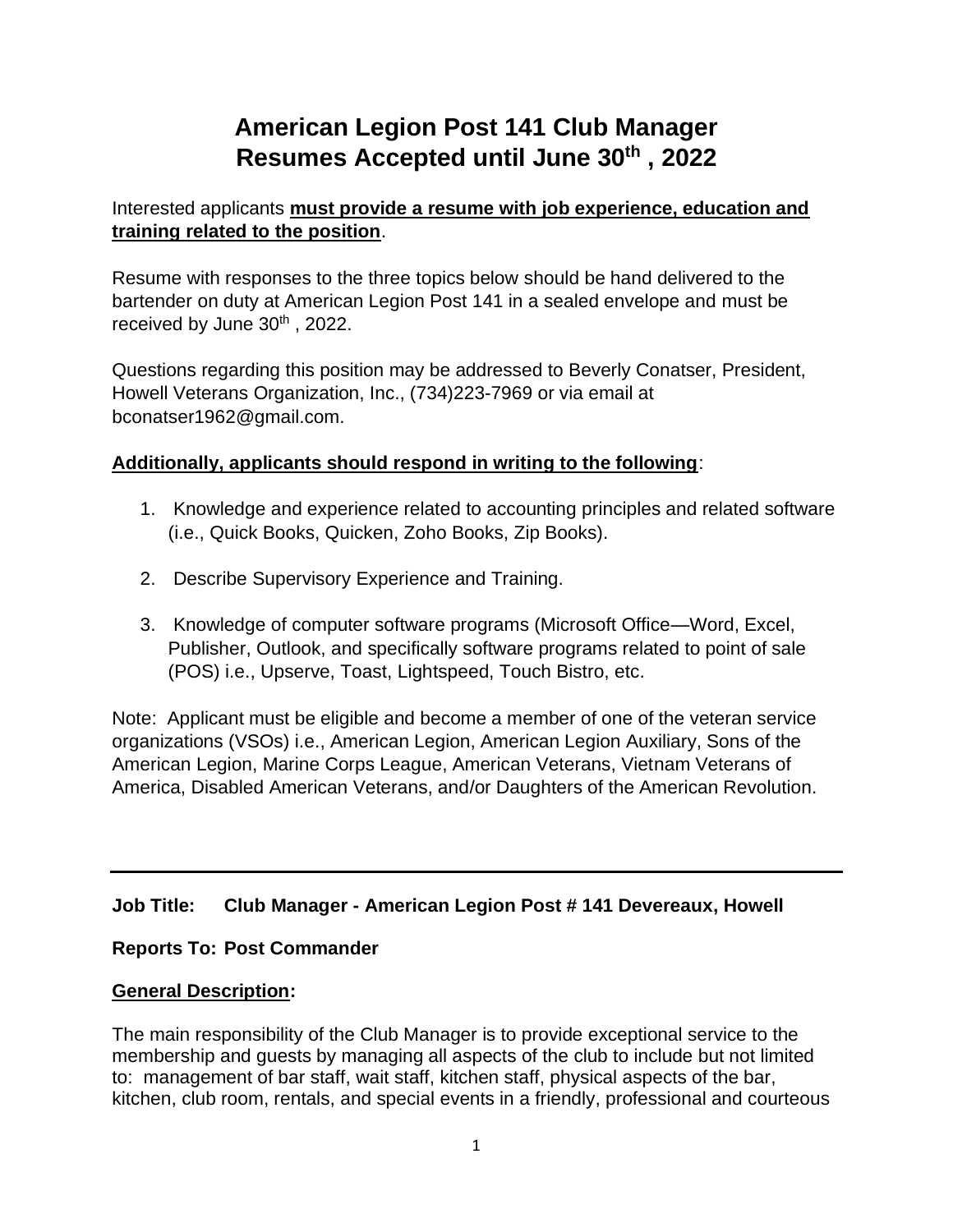# American Legion Post 141 Club Manager
# Resumes Accepted until June 30th , 2022

Interested applicants **<u>must provide a resume with job experience, education and training related to the position</u>**.

Resume with responses to the three topics below should be hand delivered to the bartender on duty at American Legion Post 141 in a sealed envelope and must be received by June 30th , 2022.

Questions regarding this position may be addressed to Beverly Conatser, President, Howell Veterans Organization, Inc., (734)223-7969 or via email at bconatser1962@gmail.com.

**<u>Additionally, applicants should respond in writing to the following</u>**:

1. Knowledge and experience related to accounting principles and related software (i.e., Quick Books, Quicken, Zoho Books, Zip Books).

2. Describe Supervisory Experience and Training.

3. Knowledge of computer software programs (Microsoft Office—Word, Excel, Publisher, Outlook, and specifically software programs related to point of sale (POS) i.e., Upserve, Toast, Lightspeed, Touch Bistro, etc.

Note: Applicant must be eligible and become a member of one of the veteran service organizations (VSOs) i.e., American Legion, American Legion Auxiliary, Sons of the American Legion, Marine Corps League, American Veterans, Vietnam Veterans of America, Disabled American Veterans, and/or Daughters of the American Revolution.

---

**Job Title: Club Manager - American Legion Post # 141 Devereaux, Howell**

**Reports To: Post Commander**

**<u>General Description</u>:**

The main responsibility of the Club Manager is to provide exceptional service to the membership and guests by managing all aspects of the club to include but not limited to: management of bar staff, wait staff, kitchen staff, physical aspects of the bar, kitchen, club room, rentals, and special events in a friendly, professional and courteous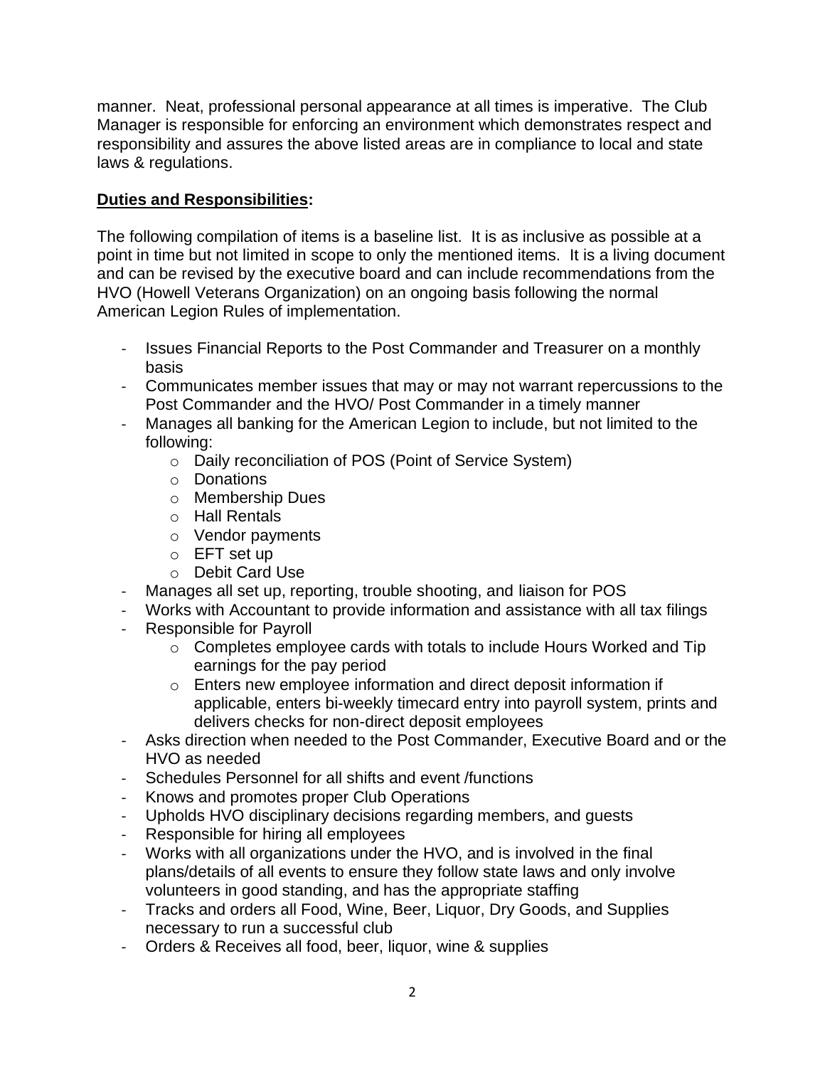manner. Neat, professional personal appearance at all times is imperative. The Club Manager is responsible for enforcing an environment which demonstrates respect and responsibility and assures the above listed areas are in compliance to local and state laws & regulations.

**Duties and Responsibilities:**

The following compilation of items is a baseline list. It is as inclusive as possible at a point in time but not limited in scope to only the mentioned items. It is a living document and can be revised by the executive board and can include recommendations from the HVO (Howell Veterans Organization) on an ongoing basis following the normal American Legion Rules of implementation.

- Issues Financial Reports to the Post Commander and Treasurer on a monthly basis
- Communicates member issues that may or may not warrant repercussions to the Post Commander and the HVO/ Post Commander in a timely manner
- Manages all banking for the American Legion to include, but not limited to the following:
  - Daily reconciliation of POS (Point of Service System)
  - Donations
  - Membership Dues
  - Hall Rentals
  - Vendor payments
  - EFT set up
  - Debit Card Use
- Manages all set up, reporting, trouble shooting, and liaison for POS
- Works with Accountant to provide information and assistance with all tax filings
- Responsible for Payroll
  - Completes employee cards with totals to include Hours Worked and Tip earnings for the pay period
  - Enters new employee information and direct deposit information if applicable, enters bi-weekly timecard entry into payroll system, prints and delivers checks for non-direct deposit employees
- Asks direction when needed to the Post Commander, Executive Board and or the HVO as needed
- Schedules Personnel for all shifts and event /functions
- Knows and promotes proper Club Operations
- Upholds HVO disciplinary decisions regarding members, and guests
- Responsible for hiring all employees
- Works with all organizations under the HVO, and is involved in the final plans/details of all events to ensure they follow state laws and only involve volunteers in good standing, and has the appropriate staffing
- Tracks and orders all Food, Wine, Beer, Liquor, Dry Goods, and Supplies necessary to run a successful club
- Orders & Receives all food, beer, liquor, wine & supplies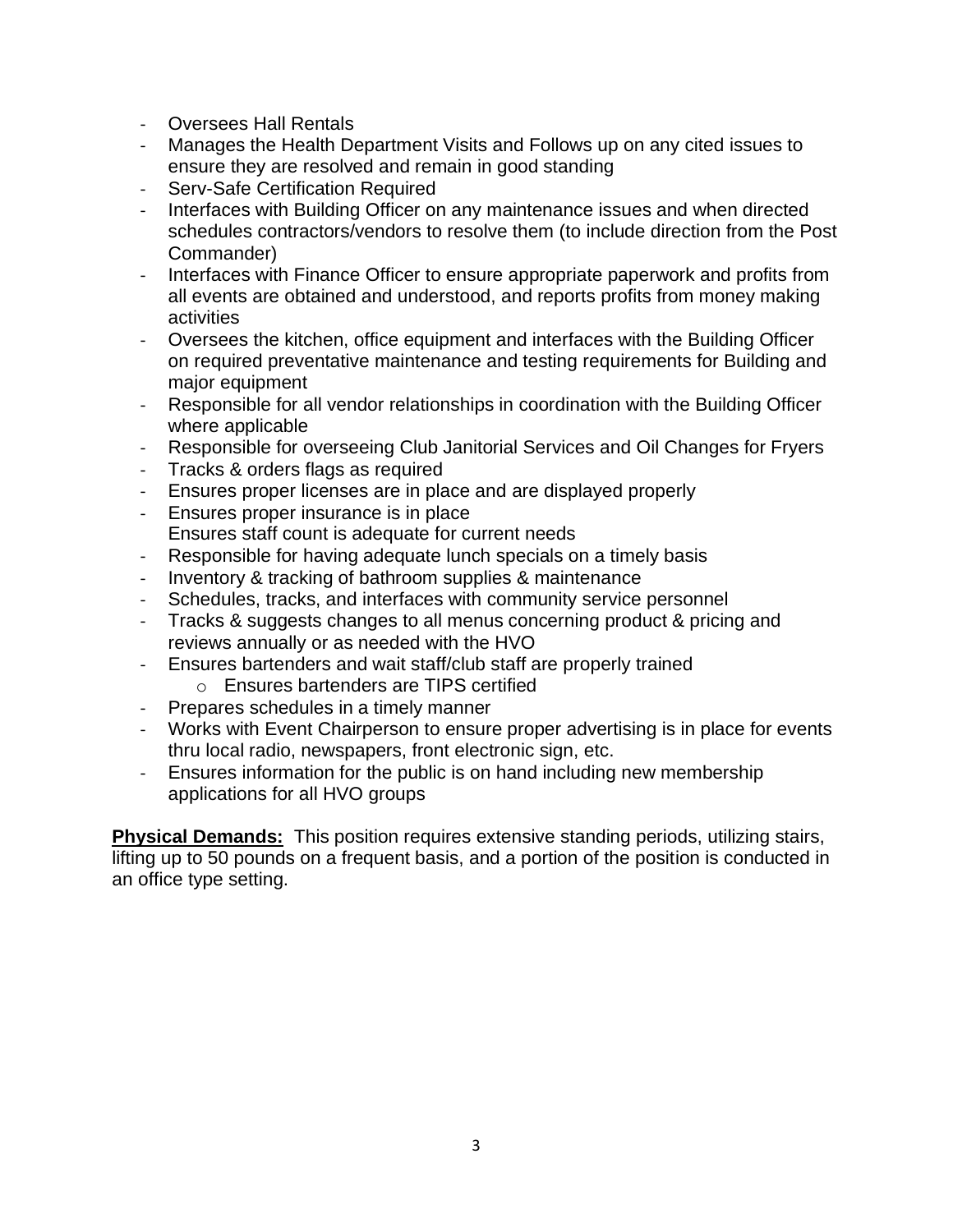- Oversees Hall Rentals
- Manages the Health Department Visits and Follows up on any cited issues to ensure they are resolved and remain in good standing
- Serv-Safe Certification Required
- Interfaces with Building Officer on any maintenance issues and when directed schedules contractors/vendors to resolve them (to include direction from the Post Commander)
- Interfaces with Finance Officer to ensure appropriate paperwork and profits from all events are obtained and understood, and reports profits from money making activities
- Oversees the kitchen, office equipment and interfaces with the Building Officer on required preventative maintenance and testing requirements for Building and major equipment
- Responsible for all vendor relationships in coordination with the Building Officer where applicable
- Responsible for overseeing Club Janitorial Services and Oil Changes for Fryers
- Tracks & orders flags as required
- Ensures proper licenses are in place and are displayed properly
- Ensures proper insurance is in place
  Ensures staff count is adequate for current needs
- Responsible for having adequate lunch specials on a timely basis
- Inventory & tracking of bathroom supplies & maintenance
- Schedules, tracks, and interfaces with community service personnel
- Tracks & suggests changes to all menus concerning product & pricing and reviews annually or as needed with the HVO
- Ensures bartenders and wait staff/club staff are properly trained
  - Ensures bartenders are TIPS certified
- Prepares schedules in a timely manner
- Works with Event Chairperson to ensure proper advertising is in place for events thru local radio, newspapers, front electronic sign, etc.
- Ensures information for the public is on hand including new membership applications for all HVO groups

**Physical Demands:** This position requires extensive standing periods, utilizing stairs, lifting up to 50 pounds on a frequent basis, and a portion of the position is conducted in an office type setting.